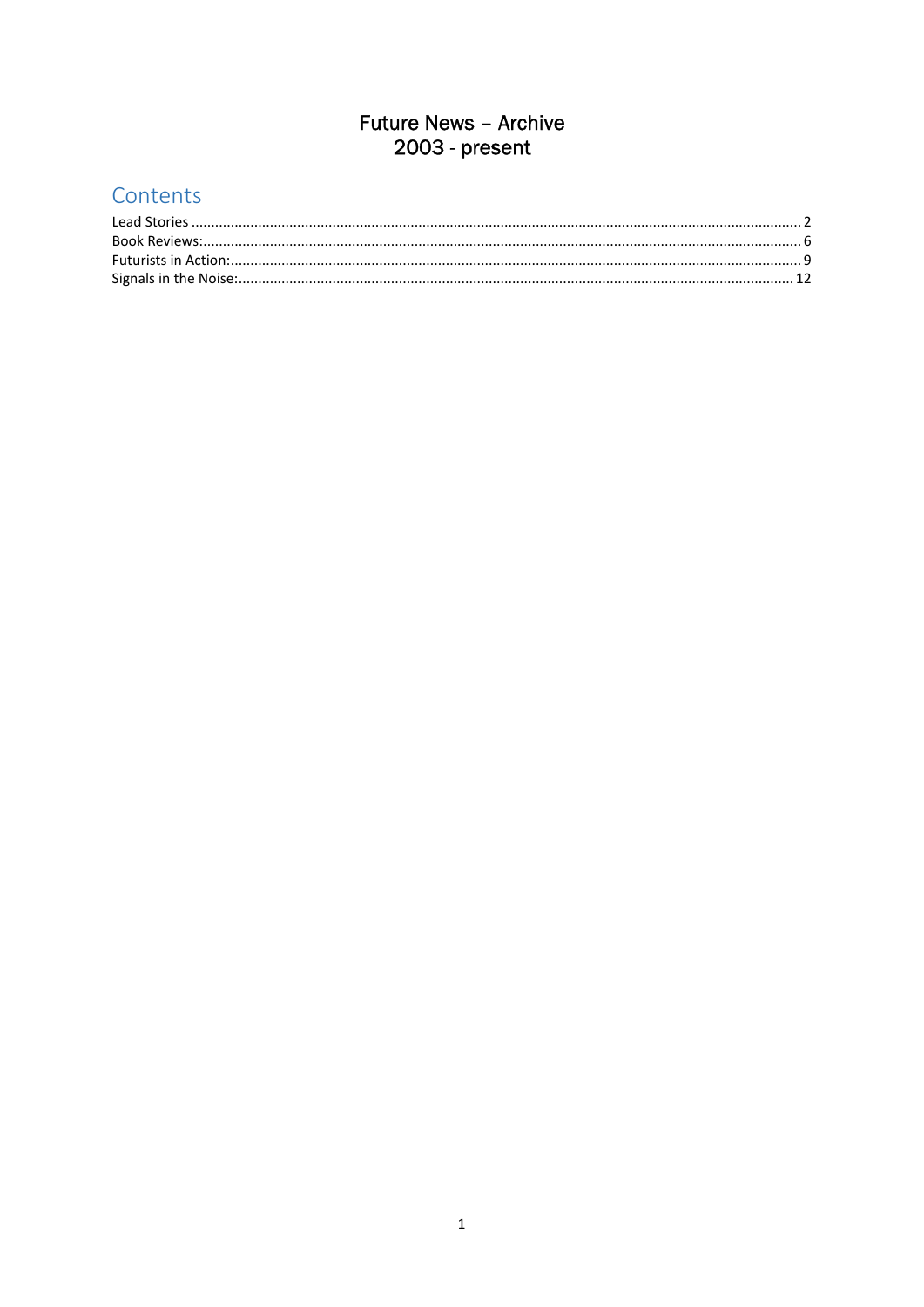# Future News – Archive
# 2003 - present

## Contents

Lead Stories ........................................................................................................ 2
Book Reviews:...................................................................................................... 6
Futurists in Action:............................................................................................... 9
Signals in the Noise:............................................................................................ 12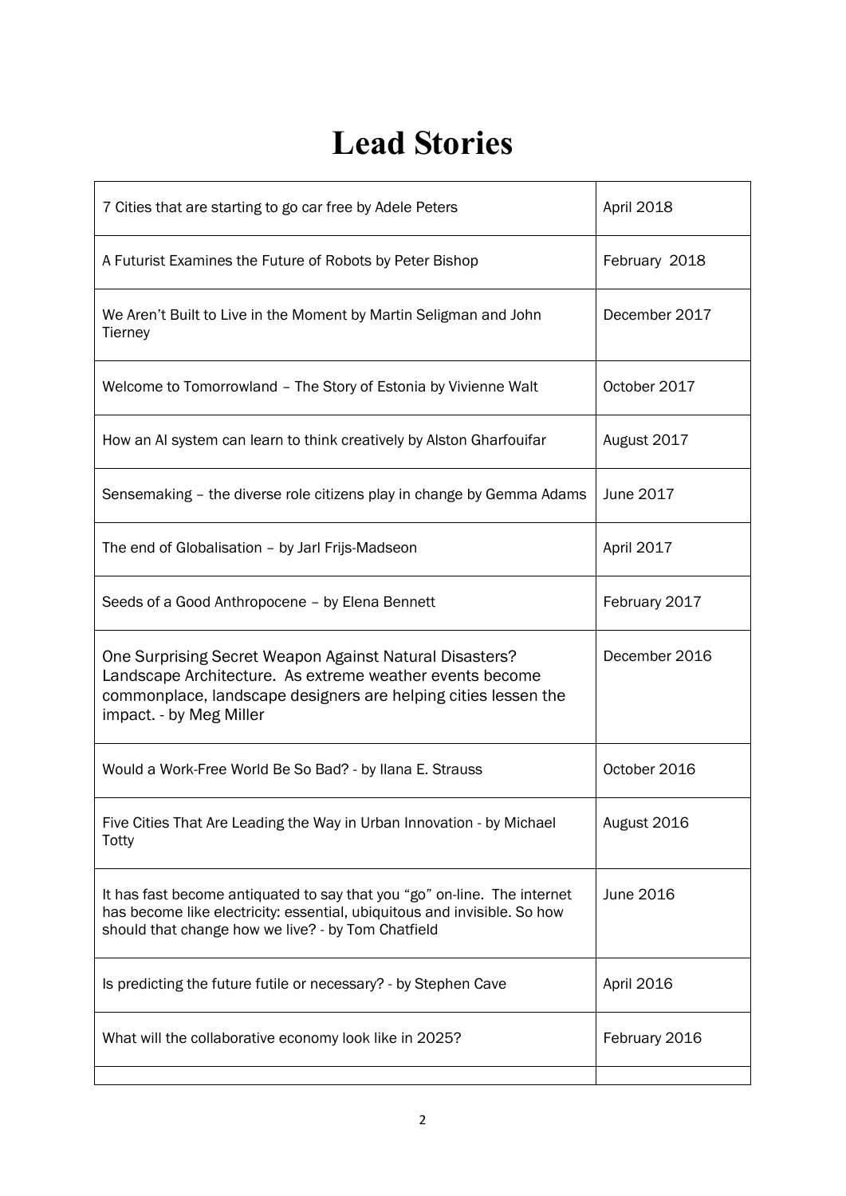# Lead Stories

| | |
|---|---|
| 7 Cities that are starting to go car free by Adele Peters | April 2018 |
| A Futurist Examines the Future of Robots by Peter Bishop | February 2018 |
| We Aren't Built to Live in the Moment by Martin Seligman and John Tierney | December 2017 |
| Welcome to Tomorrowland – The Story of Estonia by Vivienne Walt | October 2017 |
| How an AI system can learn to think creatively by Alston Gharfouifar | August 2017 |
| Sensemaking – the diverse role citizens play in change by Gemma Adams | June 2017 |
| The end of Globalisation – by Jarl Frijs-Madseon | April 2017 |
| Seeds of a Good Anthropocene – by Elena Bennett | February 2017 |
| One Surprising Secret Weapon Against Natural Disasters? Landscape Architecture. As extreme weather events become commonplace, landscape designers are helping cities lessen the impact. - by Meg Miller | December 2016 |
| Would a Work-Free World Be So Bad? - by Ilana E. Strauss | October 2016 |
| Five Cities That Are Leading the Way in Urban Innovation - by Michael Totty | August 2016 |
| It has fast become antiquated to say that you "go" on-line. The internet has become like electricity: essential, ubiquitous and invisible. So how should that change how we live? - by Tom Chatfield | June 2016 |
| Is predicting the future futile or necessary? - by Stephen Cave | April 2016 |
| What will the collaborative economy look like in 2025? | February 2016 |
| | |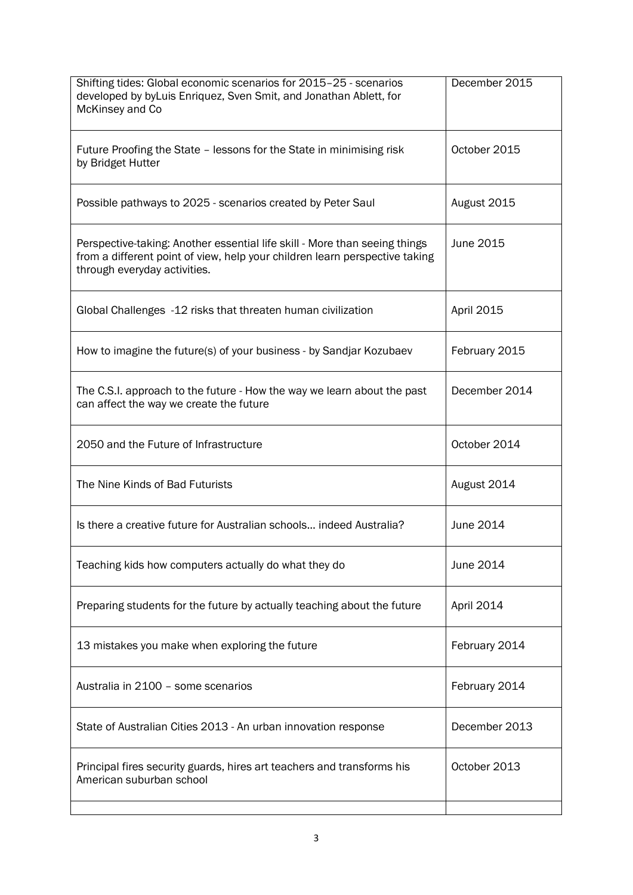| | |
|---|---|
| Shifting tides: Global economic scenarios for 2015–25 - scenarios developed by byLuis Enriquez, Sven Smit, and Jonathan Ablett, for McKinsey and Co | December 2015 |
| Future Proofing the State – lessons for the State in minimising risk by Bridget Hutter | October 2015 |
| Possible pathways to 2025 - scenarios created by Peter Saul | August 2015 |
| Perspective-taking: Another essential life skill - More than seeing things from a different point of view, help your children learn perspective taking through everyday activities. | June 2015 |
| Global Challenges -12 risks that threaten human civilization | April 2015 |
| How to imagine the future(s) of your business - by Sandjar Kozubaev | February 2015 |
| The C.S.I. approach to the future - How the way we learn about the past can affect the way we create the future | December 2014 |
| 2050 and the Future of Infrastructure | October 2014 |
| The Nine Kinds of Bad Futurists | August 2014 |
| Is there a creative future for Australian schools… indeed Australia? | June 2014 |
| Teaching kids how computers actually do what they do | June 2014 |
| Preparing students for the future by actually teaching about the future | April 2014 |
| 13 mistakes you make when exploring the future | February 2014 |
| Australia in 2100 – some scenarios | February 2014 |
| State of Australian Cities 2013 - An urban innovation response | December 2013 |
| Principal fires security guards, hires art teachers and transforms his American suburban school | October 2013 |
| | |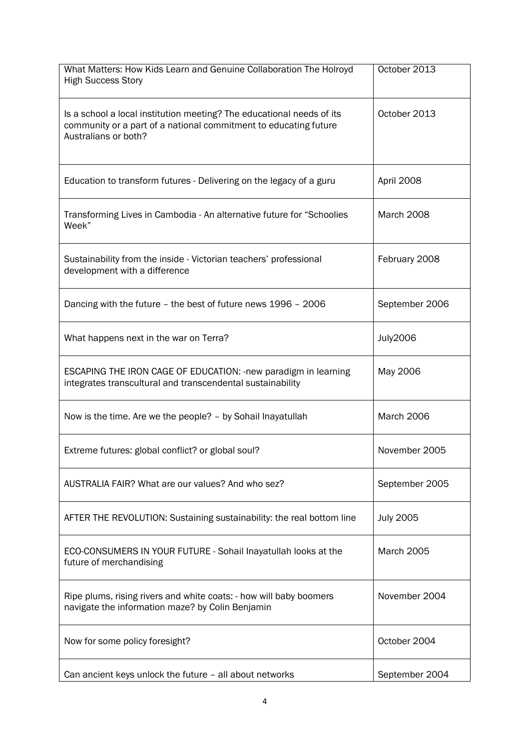| | |
|---|---|
| What Matters: How Kids Learn and Genuine Collaboration The Holroyd High Success Story | October 2013 |
| Is a school a local institution meeting? The educational needs of its community or a part of a national commitment to educating future Australians or both? | October 2013 |
| Education to transform futures - Delivering on the legacy of a guru | April 2008 |
| Transforming Lives in Cambodia - An alternative future for "Schoolies Week" | March 2008 |
| Sustainability from the inside - Victorian teachers' professional development with a difference | February 2008 |
| Dancing with the future – the best of future news 1996 – 2006 | September 2006 |
| What happens next in the war on Terra? | July2006 |
| ESCAPING THE IRON CAGE OF EDUCATION: -new paradigm in learning integrates transcultural and transcendental sustainability | May 2006 |
| Now is the time. Are we the people? – by Sohail Inayatullah | March 2006 |
| Extreme futures: global conflict? or global soul? | November 2005 |
| AUSTRALIA FAIR? What are our values? And who sez? | September 2005 |
| AFTER THE REVOLUTION: Sustaining sustainability: the real bottom line | July 2005 |
| ECO-CONSUMERS IN YOUR FUTURE - Sohail Inayatullah looks at the future of merchandising | March 2005 |
| Ripe plums, rising rivers and white coats: - how will baby boomers navigate the information maze? by Colin Benjamin | November 2004 |
| Now for some policy foresight? | October 2004 |
| Can ancient keys unlock the future – all about networks | September 2004 |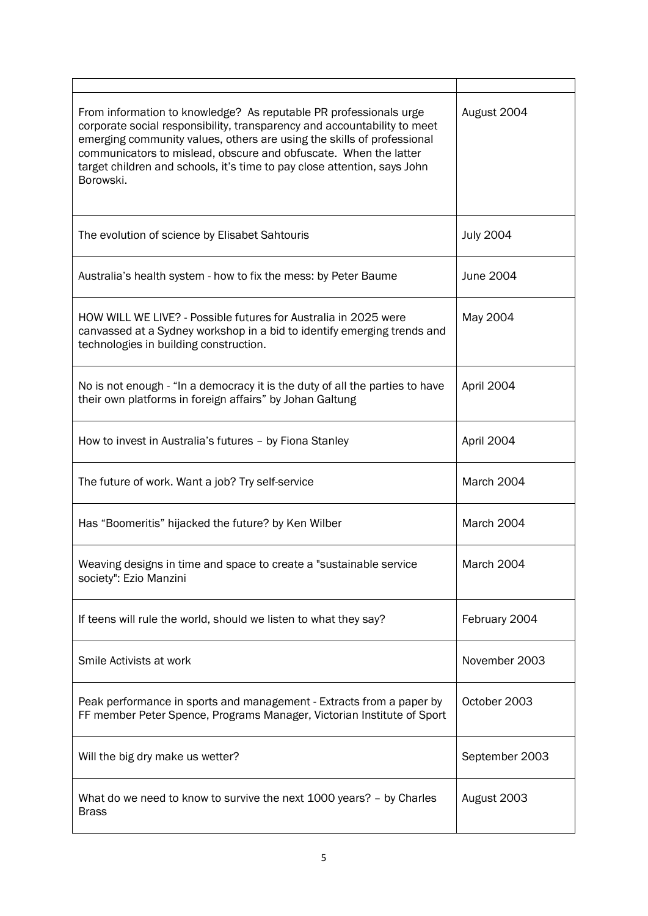| | |
|---|---|
| From information to knowledge? As reputable PR professionals urge corporate social responsibility, transparency and accountability to meet emerging community values, others are using the skills of professional communicators to mislead, obscure and obfuscate. When the latter target children and schools, it's time to pay close attention, says John Borowski. | August 2004 |
| The evolution of science by Elisabet Sahtouris | July 2004 |
| Australia's health system - how to fix the mess: by Peter Baume | June 2004 |
| HOW WILL WE LIVE? - Possible futures for Australia in 2025 were canvassed at a Sydney workshop in a bid to identify emerging trends and technologies in building construction. | May 2004 |
| No is not enough - "In a democracy it is the duty of all the parties to have their own platforms in foreign affairs" by Johan Galtung | April 2004 |
| How to invest in Australia's futures – by Fiona Stanley | April 2004 |
| The future of work. Want a job? Try self-service | March 2004 |
| Has "Boomeritis" hijacked the future? by Ken Wilber | March 2004 |
| Weaving designs in time and space to create a "sustainable service society": Ezio Manzini | March 2004 |
| If teens will rule the world, should we listen to what they say? | February 2004 |
| Smile Activists at work | November 2003 |
| Peak performance in sports and management - Extracts from a paper by FF member Peter Spence, Programs Manager, Victorian Institute of Sport | October 2003 |
| Will the big dry make us wetter? | September 2003 |
| What do we need to know to survive the next 1000 years? – by Charles Brass | August 2003 |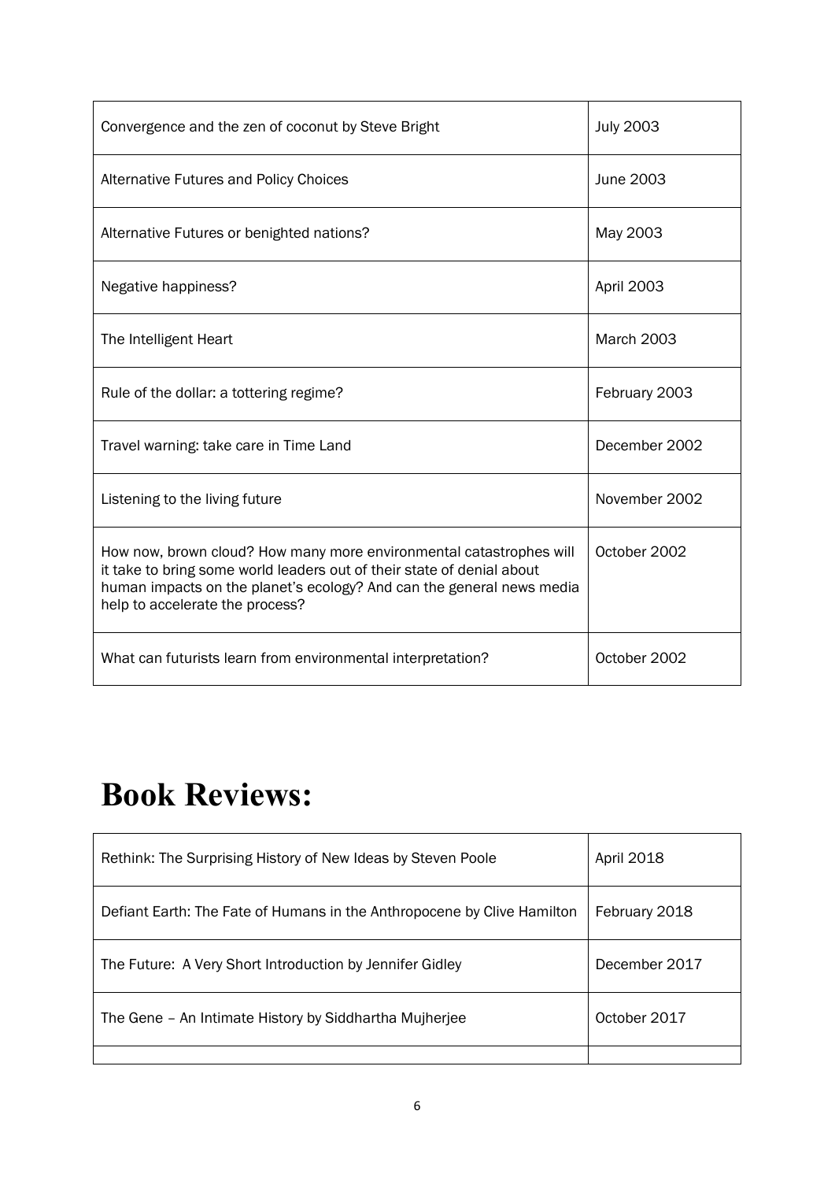| | |
|---|---|
| Convergence and the zen of coconut by Steve Bright | July 2003 |
| Alternative Futures and Policy Choices | June 2003 |
| Alternative Futures or benighted nations? | May 2003 |
| Negative happiness? | April 2003 |
| The Intelligent Heart | March 2003 |
| Rule of the dollar: a tottering regime? | February 2003 |
| Travel warning: take care in Time Land | December 2002 |
| Listening to the living future | November 2002 |
| How now, brown cloud? How many more environmental catastrophes will it take to bring some world leaders out of their state of denial about human impacts on the planet's ecology? And can the general news media help to accelerate the process? | October 2002 |
| What can futurists learn from environmental interpretation? | October 2002 |

# Book Reviews:

| | |
|---|---|
| Rethink: The Surprising History of New Ideas by Steven Poole | April 2018 |
| Defiant Earth: The Fate of Humans in the Anthropocene by Clive Hamilton | February 2018 |
| The Future: A Very Short Introduction by Jennifer Gidley | December 2017 |
| The Gene – An Intimate History by Siddhartha Mujherjee | October 2017 |
| | |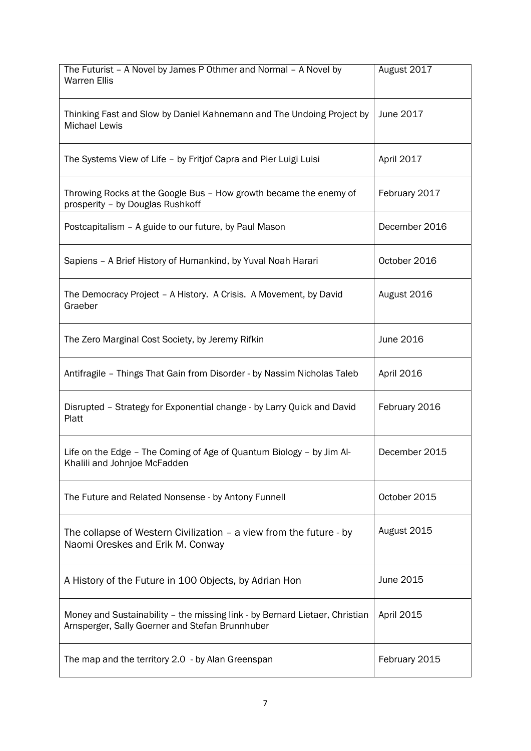| | |
|---|---|
| The Futurist – A Novel by James P Othmer and Normal – A Novel by Warren Ellis | August 2017 |
| Thinking Fast and Slow by Daniel Kahnemann and The Undoing Project by Michael Lewis | June 2017 |
| The Systems View of Life – by Fritjof Capra and Pier Luigi Luisi | April 2017 |
| Throwing Rocks at the Google Bus – How growth became the enemy of prosperity – by Douglas Rushkoff | February 2017 |
| Postcapitalism – A guide to our future, by Paul Mason | December 2016 |
| Sapiens – A Brief History of Humankind, by Yuval Noah Harari | October 2016 |
| The Democracy Project – A History. A Crisis. A Movement, by David Graeber | August 2016 |
| The Zero Marginal Cost Society, by Jeremy Rifkin | June 2016 |
| Antifragile – Things That Gain from Disorder - by Nassim Nicholas Taleb | April 2016 |
| Disrupted – Strategy for Exponential change - by Larry Quick and David Platt | February 2016 |
| Life on the Edge – The Coming of Age of Quantum Biology – by Jim Al-Khalili and Johnjoe McFadden | December 2015 |
| The Future and Related Nonsense - by Antony Funnell | October 2015 |
| The collapse of Western Civilization – a view from the future - by Naomi Oreskes and Erik M. Conway | August 2015 |
| A History of the Future in 100 Objects, by Adrian Hon | June 2015 |
| Money and Sustainability – the missing link - by Bernard Lietaer, Christian Arnsperger, Sally Goerner and Stefan Brunnhuber | April 2015 |
| The map and the territory 2.0 - by Alan Greenspan | February 2015 |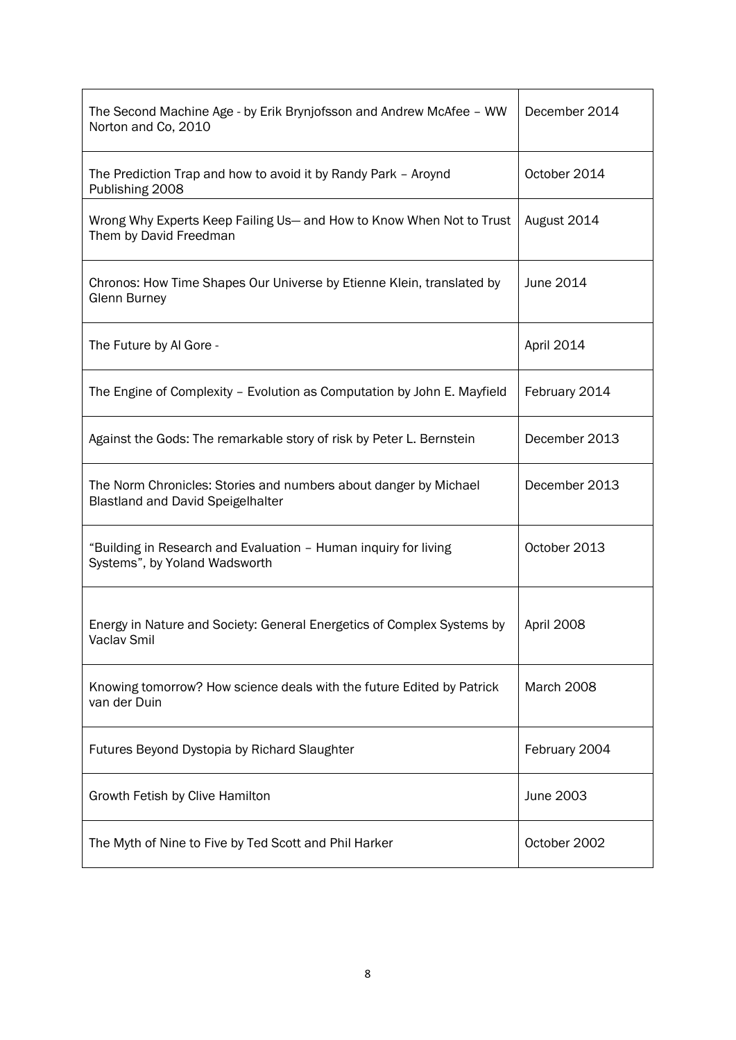| | |
|---|---|
| The Second Machine Age - by Erik Brynjofsson and Andrew McAfee – WW Norton and Co, 2010 | December 2014 |
| The Prediction Trap and how to avoid it by Randy Park – Aroynd Publishing 2008 | October 2014 |
| Wrong Why Experts Keep Failing Us— and How to Know When Not to Trust Them by David Freedman | August 2014 |
| Chronos: How Time Shapes Our Universe by Etienne Klein, translated by Glenn Burney | June 2014 |
| The Future by Al Gore - | April 2014 |
| The Engine of Complexity – Evolution as Computation by John E. Mayfield | February 2014 |
| Against the Gods: The remarkable story of risk by Peter L. Bernstein | December 2013 |
| The Norm Chronicles: Stories and numbers about danger by Michael Blastland and David Speigelhalter | December 2013 |
| "Building in Research and Evaluation – Human inquiry for living Systems", by Yoland Wadsworth | October 2013 |
| Energy in Nature and Society: General Energetics of Complex Systems by Vaclav Smil | April 2008 |
| Knowing tomorrow? How science deals with the future Edited by Patrick van der Duin | March 2008 |
| Futures Beyond Dystopia by Richard Slaughter | February 2004 |
| Growth Fetish by Clive Hamilton | June 2003 |
| The Myth of Nine to Five by Ted Scott and Phil Harker | October 2002 |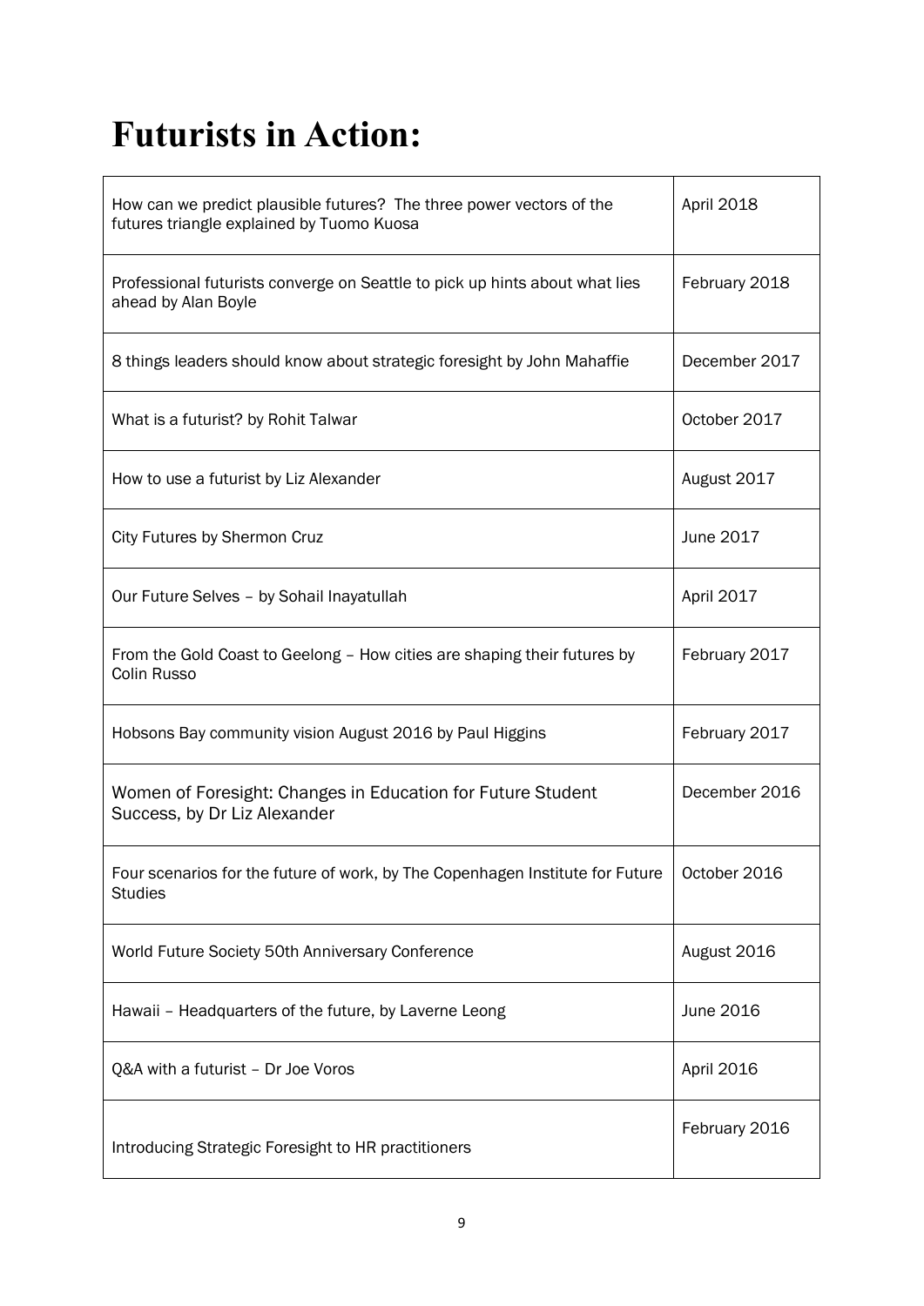# Futurists in Action:

| | |
|---|---|
| How can we predict plausible futures? The three power vectors of the futures triangle explained by Tuomo Kuosa | April 2018 |
| Professional futurists converge on Seattle to pick up hints about what lies ahead by Alan Boyle | February 2018 |
| 8 things leaders should know about strategic foresight by John Mahaffie | December 2017 |
| What is a futurist? by Rohit Talwar | October 2017 |
| How to use a futurist by Liz Alexander | August 2017 |
| City Futures by Shermon Cruz | June 2017 |
| Our Future Selves – by Sohail Inayatullah | April 2017 |
| From the Gold Coast to Geelong – How cities are shaping their futures by Colin Russo | February 2017 |
| Hobsons Bay community vision August 2016 by Paul Higgins | February 2017 |
| Women of Foresight: Changes in Education for Future Student Success, by Dr Liz Alexander | December 2016 |
| Four scenarios for the future of work, by The Copenhagen Institute for Future Studies | October 2016 |
| World Future Society 50th Anniversary Conference | August 2016 |
| Hawaii – Headquarters of the future, by Laverne Leong | June 2016 |
| Q&A with a futurist – Dr Joe Voros | April 2016 |
| Introducing Strategic Foresight to HR practitioners | February 2016 |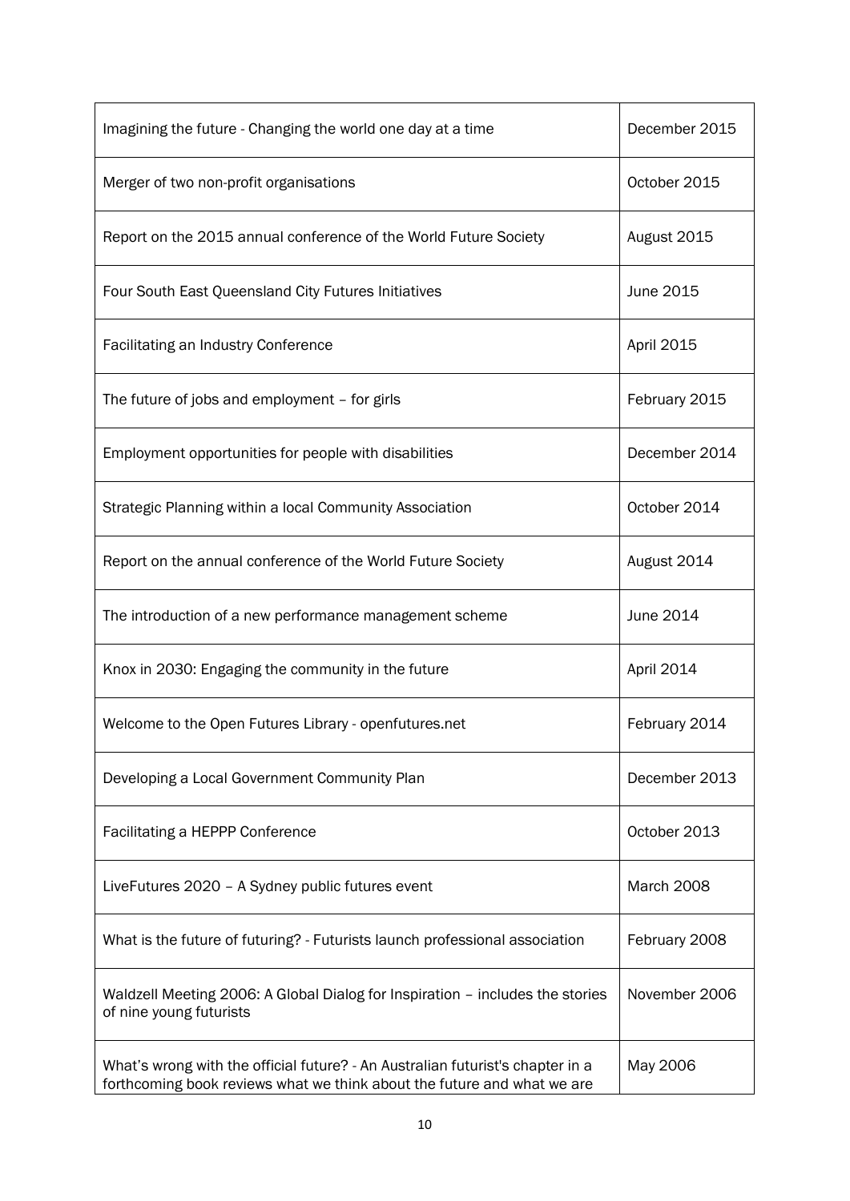| | |
|---|---|
| Imagining the future - Changing the world one day at a time | December 2015 |
| Merger of two non-profit organisations | October 2015 |
| Report on the 2015 annual conference of the World Future Society | August 2015 |
| Four South East Queensland City Futures Initiatives | June 2015 |
| Facilitating an Industry Conference | April 2015 |
| The future of jobs and employment – for girls | February 2015 |
| Employment opportunities for people with disabilities | December 2014 |
| Strategic Planning within a local Community Association | October 2014 |
| Report on the annual conference of the World Future Society | August 2014 |
| The introduction of a new performance management scheme | June 2014 |
| Knox in 2030: Engaging the community in the future | April 2014 |
| Welcome to the Open Futures Library - openfutures.net | February 2014 |
| Developing a Local Government Community Plan | December 2013 |
| Facilitating a HEPPP Conference | October 2013 |
| LiveFutures 2020 – A Sydney public futures event | March 2008 |
| What is the future of futuring? - Futurists launch professional association | February 2008 |
| Waldzell Meeting 2006: A Global Dialog for Inspiration – includes the stories of nine young futurists | November 2006 |
| What's wrong with the official future? - An Australian futurist's chapter in a forthcoming book reviews what we think about the future and what we are | May 2006 |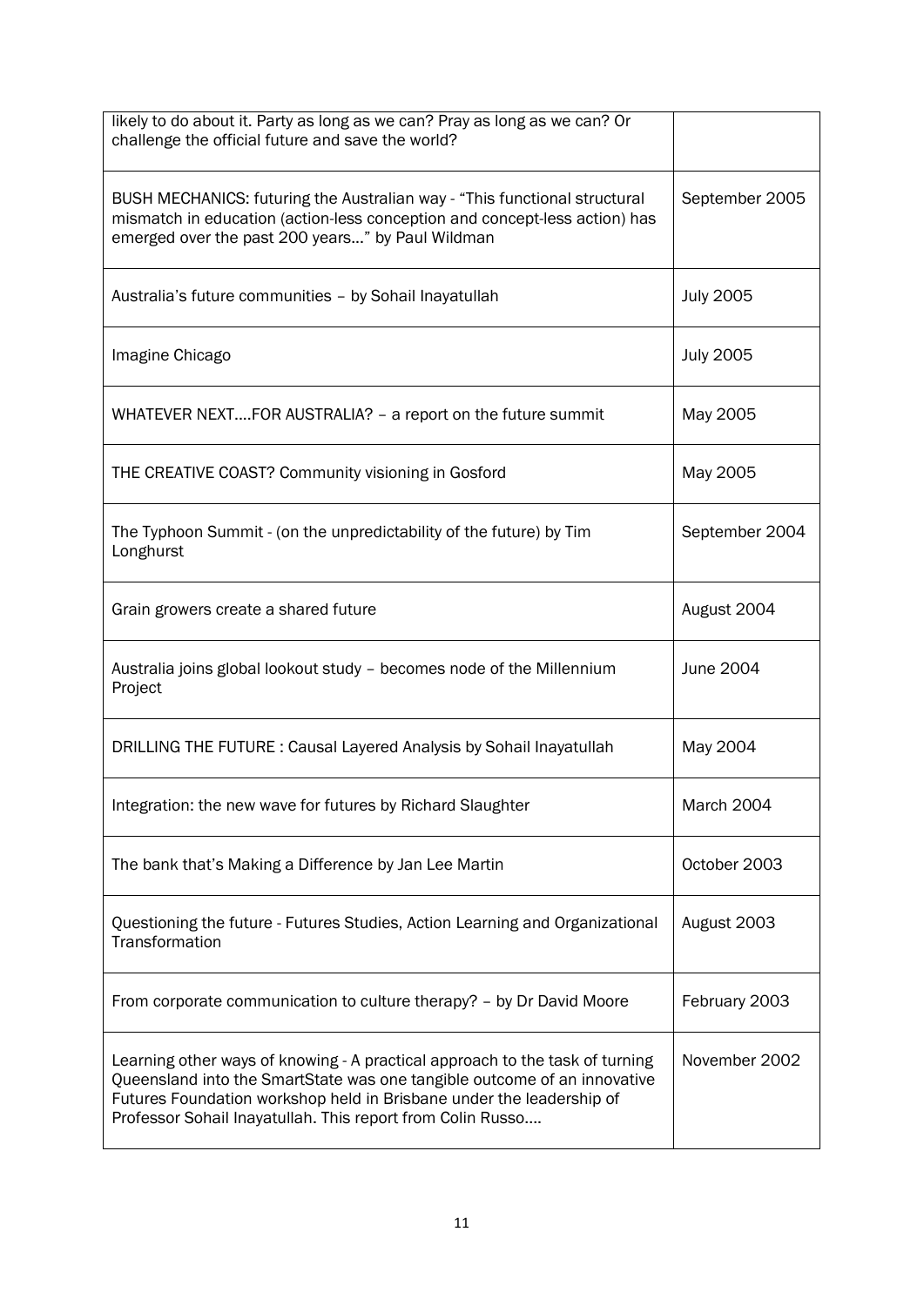| | |
|---|---|
| likely to do about it. Party as long as we can? Pray as long as we can? Or challenge the official future and save the world? | |
| BUSH MECHANICS: futuring the Australian way - "This functional structural mismatch in education (action-less conception and concept-less action) has emerged over the past 200 years…" by Paul Wildman | September 2005 |
| Australia's future communities – by Sohail Inayatullah | July 2005 |
| Imagine Chicago | July 2005 |
| WHATEVER NEXT….FOR AUSTRALIA? – a report on the future summit | May 2005 |
| THE CREATIVE COAST? Community visioning in Gosford | May 2005 |
| The Typhoon Summit - (on the unpredictability of the future) by Tim Longhurst | September 2004 |
| Grain growers create a shared future | August 2004 |
| Australia joins global lookout study – becomes node of the Millennium Project | June 2004 |
| DRILLING THE FUTURE : Causal Layered Analysis by Sohail Inayatullah | May 2004 |
| Integration: the new wave for futures by Richard Slaughter | March 2004 |
| The bank that's Making a Difference by Jan Lee Martin | October 2003 |
| Questioning the future - Futures Studies, Action Learning and Organizational Transformation | August 2003 |
| From corporate communication to culture therapy? – by Dr David Moore | February 2003 |
| Learning other ways of knowing - A practical approach to the task of turning Queensland into the SmartState was one tangible outcome of an innovative Futures Foundation workshop held in Brisbane under the leadership of Professor Sohail Inayatullah. This report from Colin Russo…. | November 2002 |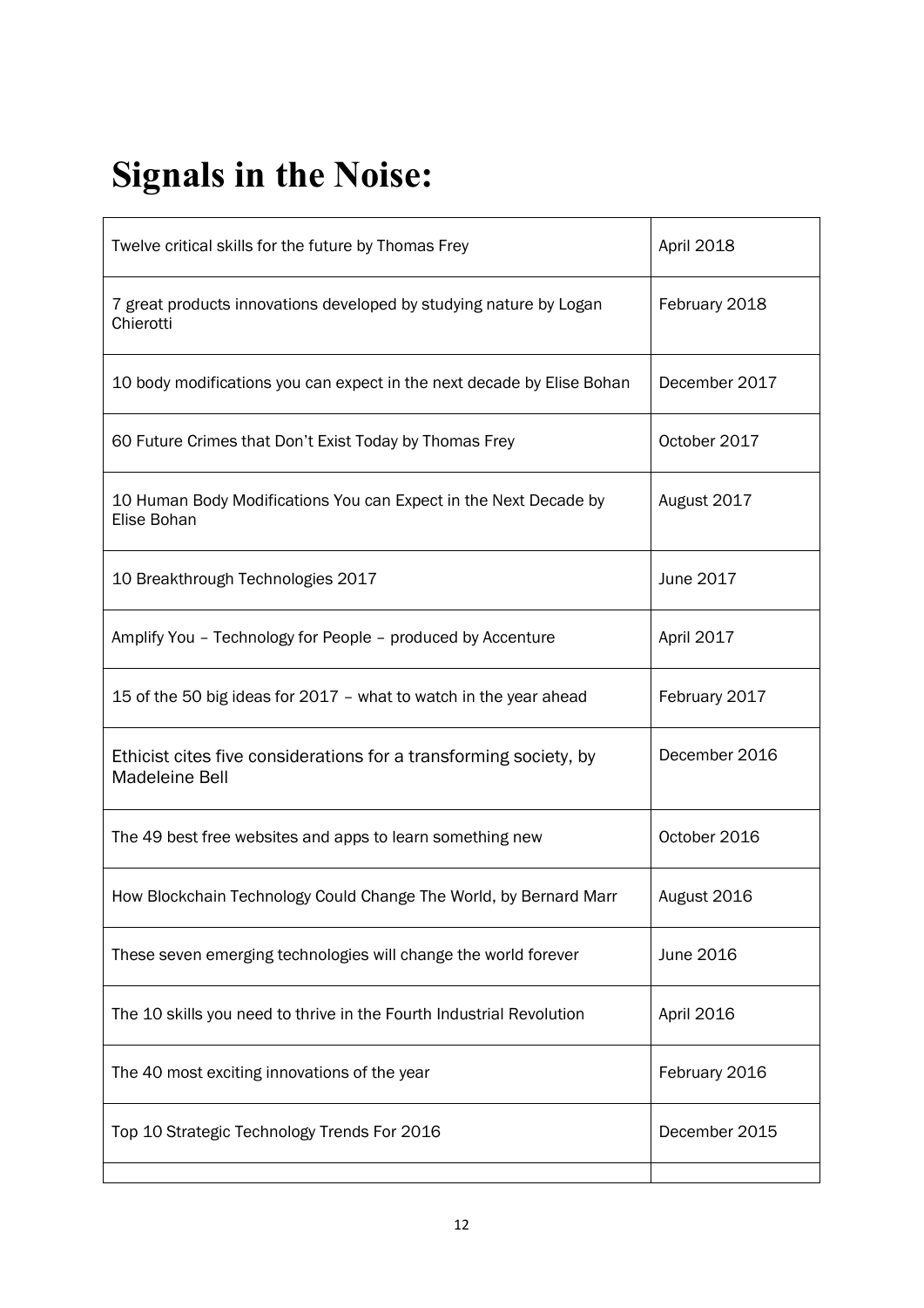# Signals in the Noise:

| | |
|---|---|
| Twelve critical skills for the future by Thomas Frey | April 2018 |
| 7 great products innovations developed by studying nature by Logan Chierotti | February 2018 |
| 10 body modifications you can expect in the next decade by Elise Bohan | December 2017 |
| 60 Future Crimes that Don't Exist Today by Thomas Frey | October 2017 |
| 10 Human Body Modifications You can Expect in the Next Decade by Elise Bohan | August 2017 |
| 10 Breakthrough Technologies 2017 | June 2017 |
| Amplify You – Technology for People – produced by Accenture | April 2017 |
| 15 of the 50 big ideas for 2017 – what to watch in the year ahead | February 2017 |
| Ethicist cites five considerations for a transforming society, by Madeleine Bell | December 2016 |
| The 49 best free websites and apps to learn something new | October 2016 |
| How Blockchain Technology Could Change The World, by Bernard Marr | August 2016 |
| These seven emerging technologies will change the world forever | June 2016 |
| The 10 skills you need to thrive in the Fourth Industrial Revolution | April 2016 |
| The 40 most exciting innovations of the year | February 2016 |
| Top 10 Strategic Technology Trends For 2016 | December 2015 |
| | |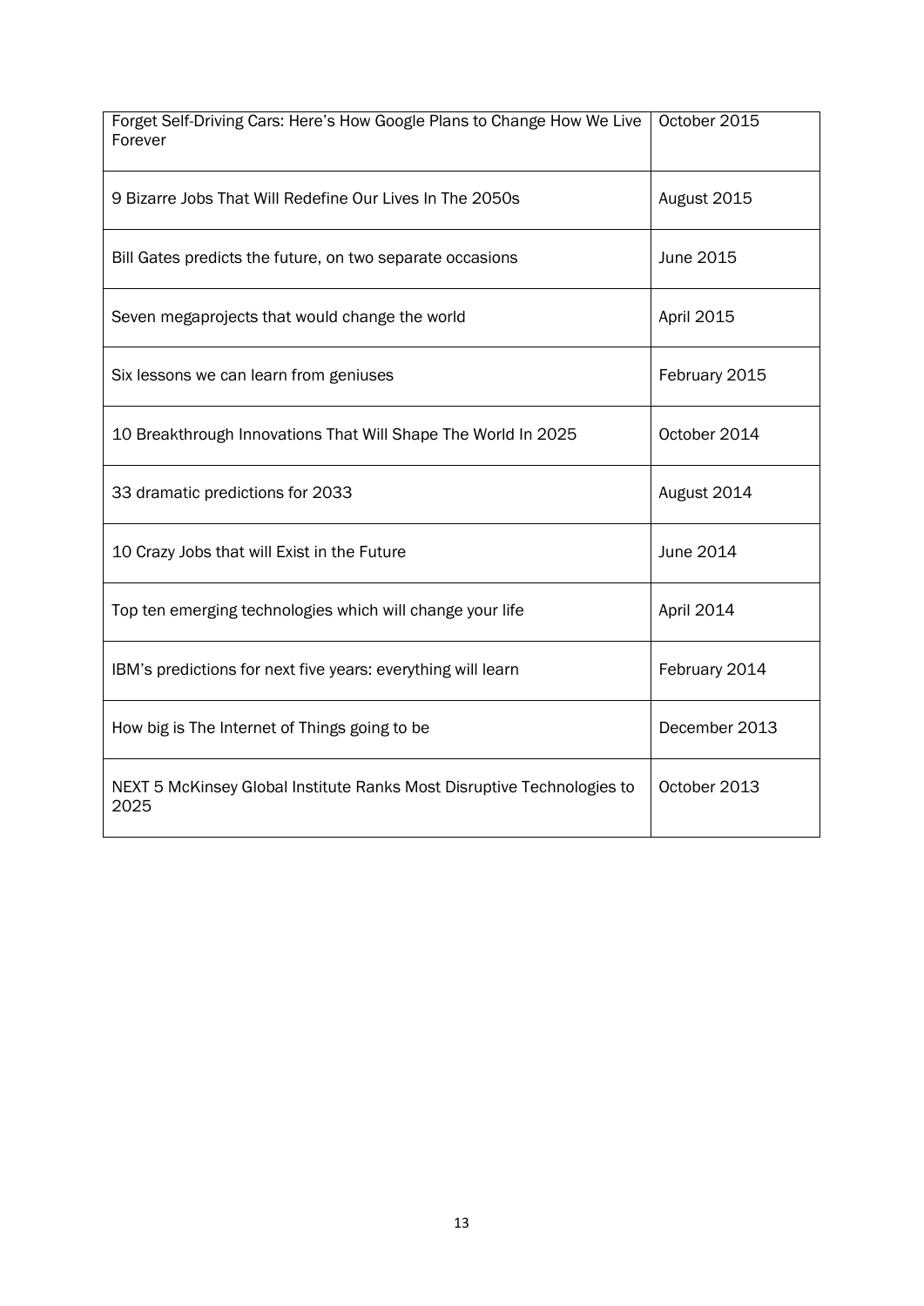| | |
|---|---|
| Forget Self-Driving Cars: Here's How Google Plans to Change How We Live Forever | October 2015 |
| 9 Bizarre Jobs That Will Redefine Our Lives In The 2050s | August 2015 |
| Bill Gates predicts the future, on two separate occasions | June 2015 |
| Seven megaprojects that would change the world | April 2015 |
| Six lessons we can learn from geniuses | February 2015 |
| 10 Breakthrough Innovations That Will Shape The World In 2025 | October 2014 |
| 33 dramatic predictions for 2033 | August 2014 |
| 10 Crazy Jobs that will Exist in the Future | June 2014 |
| Top ten emerging technologies which will change your life | April 2014 |
| IBM's predictions for next five years: everything will learn | February 2014 |
| How big is The Internet of Things going to be | December 2013 |
| NEXT 5 McKinsey Global Institute Ranks Most Disruptive Technologies to 2025 | October 2013 |